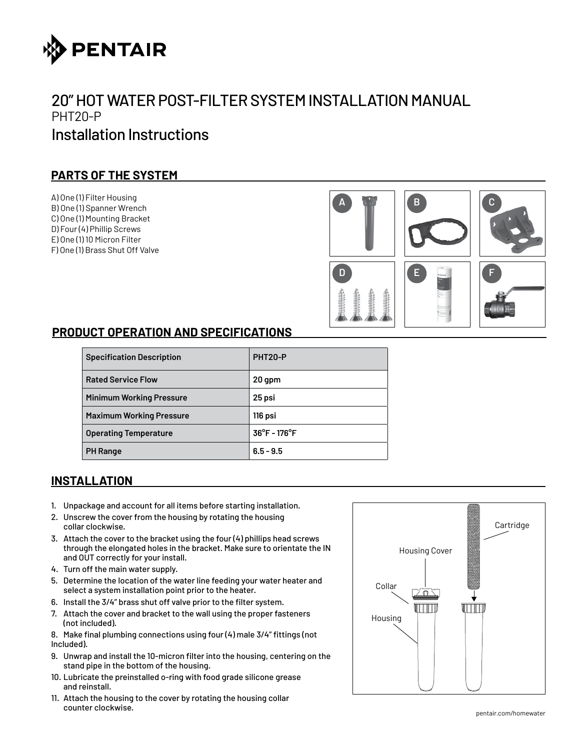# PENTAIR

# 20" HOT WATER POST-FILTER SYSTEM INSTALLATION MANUAL

PHT20-P

## Installation Instructions

## PARTS OF THE SYSTEM

A) One (1) Filter Housing
B) One (1) Spanner Wrench
C) One (1) Mounting Bracket
D) Four (4) Phillip Screws
E) One (1) 10 Micron Filter
F) One (1) Brass Shut Off Valve

## PRODUCT OPERATION AND SPECIFICATIONS

| Specification Description | PHT20-P |
|---|---|
| Rated Service Flow | 20 gpm |
| Minimum Working Pressure | 25 psi |
| Maximum Working Pressure | 116 psi |
| Operating Temperature | 36°F - 176°F |
| PH Range | 6.5 - 9.5 |

## INSTALLATION

1. Unpackage and account for all items before starting installation.
2. Unscrew the cover from the housing by rotating the housing collar clockwise.
3. Attach the cover to the bracket using the four (4) phillips head screws through the elongated holes in the bracket. Make sure to orientate the IN and OUT correctly for your install.
4. Turn off the main water supply.
5. Determine the location of the water line feeding your water heater and select a system installation point prior to the heater.
6. Install the 3/4" brass shut off valve prior to the filter system.
7. Attach the cover and bracket to the wall using the proper fasteners (not included).
8. Make final plumbing connections using four (4) male 3/4" fittings (not Included).
9. Unwrap and install the 10-micron filter into the housing, centering on the stand pipe in the bottom of the housing.
10. Lubricate the preinstalled o-ring with food grade silicone grease and reinstall.
11. Attach the housing to the cover by rotating the housing collar counter clockwise.

Cartridge
Housing Cover
Collar
Housing

pentair.com/homewater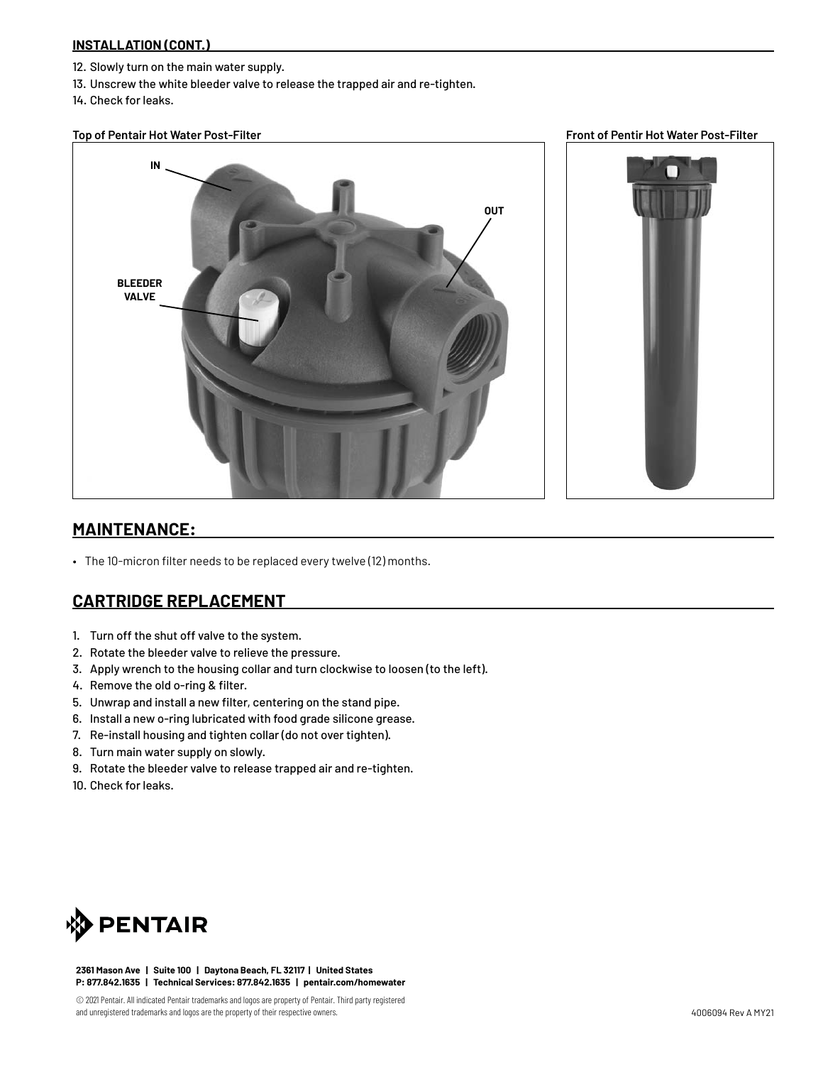**INSTALLATION (CONT.)**

12. Slowly turn on the main water supply.
13. Unscrew the white bleeder valve to release the trapped air and re-tighten.
14. Check for leaks.

**Top of Pentair Hot Water Post-Filter**

IN

OUT

BLEEDER VALVE

**Front of Pentir Hot Water Post-Filter**

## MAINTENANCE:

- The 10-micron filter needs to be replaced every twelve (12) months.

## CARTRIDGE REPLACEMENT

1. Turn off the shut off valve to the system.
2. Rotate the bleeder valve to relieve the pressure.
3. Apply wrench to the housing collar and turn clockwise to loosen (to the left).
4. Remove the old o-ring & filter.
5. Unwrap and install a new filter, centering on the stand pipe.
6. Install a new o-ring lubricated with food grade silicone grease.
7. Re-install housing and tighten collar (do not over tighten).
8. Turn main water supply on slowly.
9. Rotate the bleeder valve to release trapped air and re-tighten.
10. Check for leaks.

PENTAIR

**2361 Mason Ave | Suite 100 | Daytona Beach, FL 32117 | United States**
**P: 877.842.1635 | Technical Services: 877.842.1635 | pentair.com/homewater**

© 2021 Pentair. All indicated Pentair trademarks and logos are property of Pentair. Third party registered and unregistered trademarks and logos are the property of their respective owners.

4006094 Rev A MY21